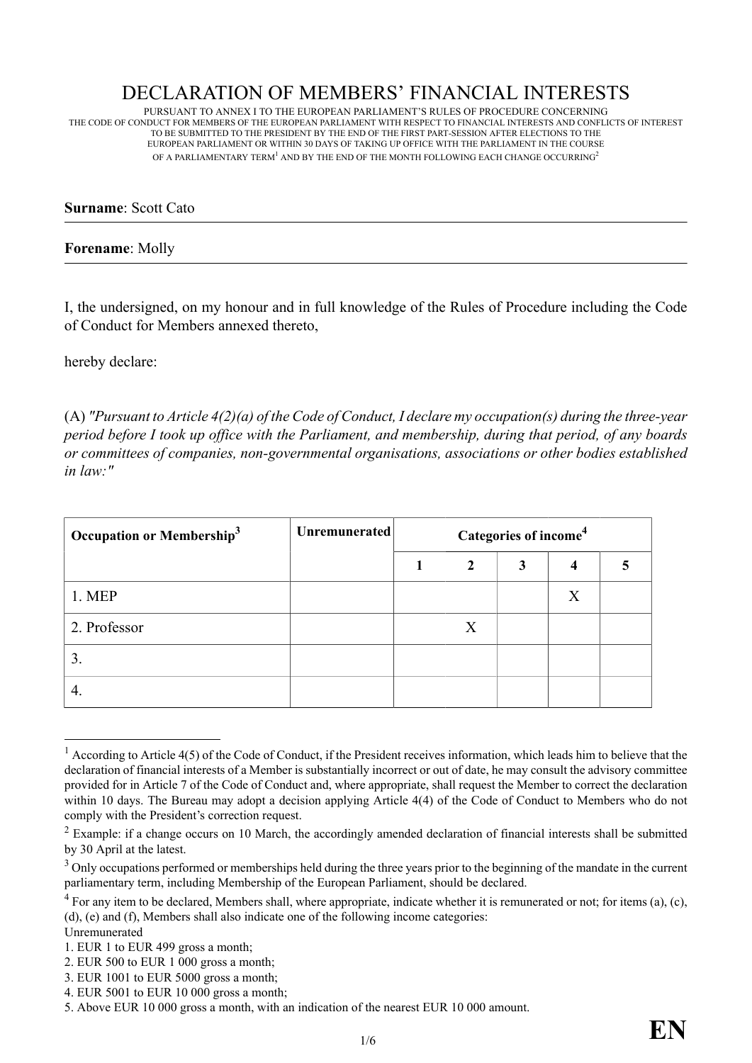# DECLARATION OF MEMBERS' FINANCIAL INTERESTS

PURSUANT TO ANNEX I TO THE EUROPEAN PARLIAMENT'S RULES OF PROCEDURE CONCERNING THE CODE OF CONDUCT FOR MEMBERS OF THE EUROPEAN PARLIAMENT WITH RESPECT TO FINANCIAL INTERESTS AND CONFLICTS OF INTEREST TO BE SUBMITTED TO THE PRESIDENT BY THE END OF THE FIRST PART-SESSION AFTER ELECTIONS TO THE EUROPEAN PARLIAMENT OR WITHIN 30 DAYS OF TAKING UP OFFICE WITH THE PARLIAMENT IN THE COURSE OF A PARLIAMENTARY TERM[1] AND BY THE END OF THE MONTH FOLLOWING EACH CHANGE OCCURRING[2]

**Surname**: Scott Cato

**Forename**: Molly

I, the undersigned, on my honour and in full knowledge of the Rules of Procedure including the Code of Conduct for Members annexed thereto,

hereby declare:

(A) *"Pursuant to Article 4(2)(a) of the Code of Conduct, I declare my occupation(s) during the three-year period before I took up office with the Parliament, and membership, during that period, of any boards or committees of companies, non-governmental organisations, associations or other bodies established in law:"*

| Occupation or Membership[3] | Unremunerated | Categories of income[4] | | | | |
|---|---|---|---|---|---|---|
| | | 1 | 2 | 3 | 4 | 5 |
| 1. MEP | | | | | X | |
| 2. Professor | | | X | | | |
| 3. | | | | | | |
| 4. | | | | | | |

[1] According to Article 4(5) of the Code of Conduct, if the President receives information, which leads him to believe that the declaration of financial interests of a Member is substantially incorrect or out of date, he may consult the advisory committee provided for in Article 7 of the Code of Conduct and, where appropriate, shall request the Member to correct the declaration within 10 days. The Bureau may adopt a decision applying Article 4(4) of the Code of Conduct to Members who do not comply with the President's correction request.

[2] Example: if a change occurs on 10 March, the accordingly amended declaration of financial interests shall be submitted by 30 April at the latest.

[3] Only occupations performed or memberships held during the three years prior to the beginning of the mandate in the current parliamentary term, including Membership of the European Parliament, should be declared.

[4] For any item to be declared, Members shall, where appropriate, indicate whether it is remunerated or not; for items (a), (c), (d), (e) and (f), Members shall also indicate one of the following income categories:
Unremunerated
1. EUR 1 to EUR 499 gross a month;
2. EUR 500 to EUR 1 000 gross a month;
3. EUR 1001 to EUR 5000 gross a month;
4. EUR 5001 to EUR 10 000 gross a month;
5. Above EUR 10 000 gross a month, with an indication of the nearest EUR 10 000 amount.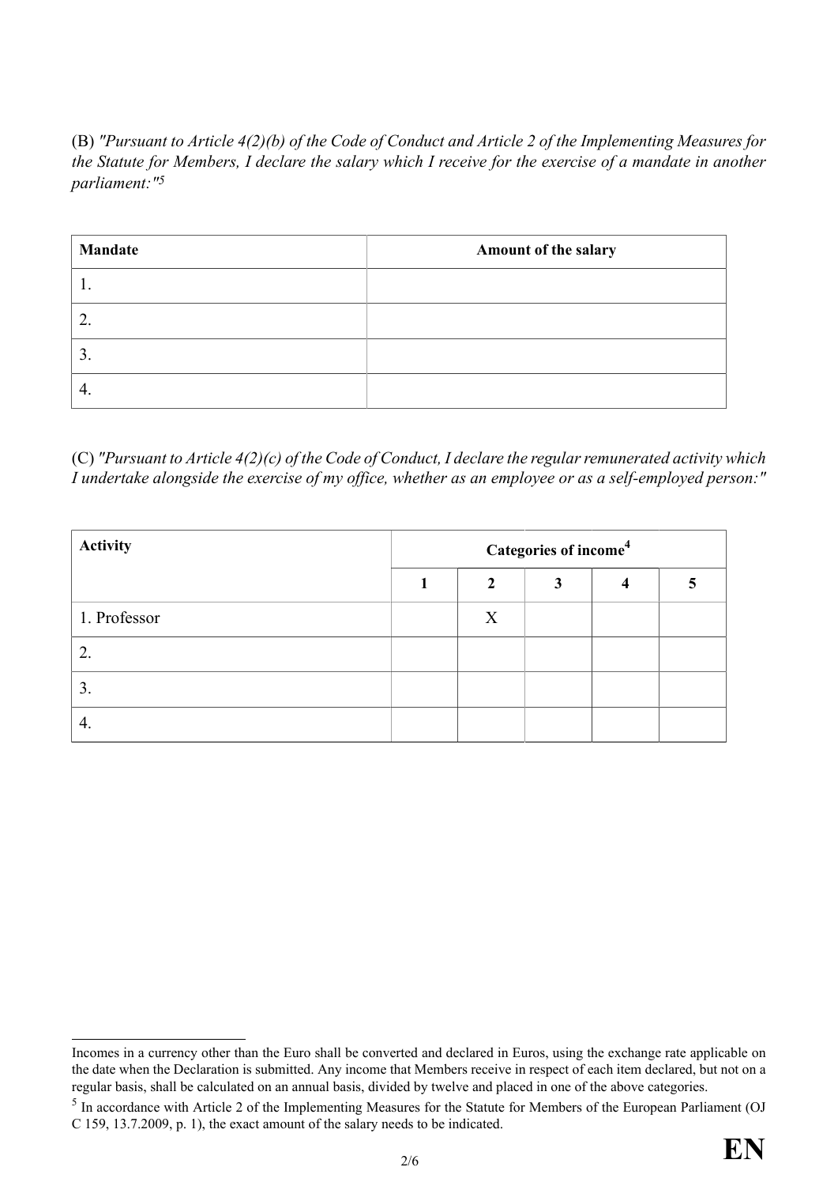(B) *"Pursuant to Article 4(2)(b) of the Code of Conduct and Article 2 of the Implementing Measures for the Statute for Members, I declare the salary which I receive for the exercise of a mandate in another parliament:"*[5]

| Mandate | Amount of the salary |
|---|---|
| 1. | |
| 2. | |
| 3. | |
| 4. | |

(C) *"Pursuant to Article 4(2)(c) of the Code of Conduct, I declare the regular remunerated activity which I undertake alongside the exercise of my office, whether as an employee or as a self-employed person:"*

| Activity | Categories of income[4] | | | | |
|---|---|---|---|---|---|
| | 1 | 2 | 3 | 4 | 5 |
| 1. Professor | | X | | | |
| 2. | | | | | |
| 3. | | | | | |
| 4. | | | | | |

---

Incomes in a currency other than the Euro shall be converted and declared in Euros, using the exchange rate applicable on the date when the Declaration is submitted. Any income that Members receive in respect of each item declared, but not on a regular basis, shall be calculated on an annual basis, divided by twelve and placed in one of the above categories.

[5] In accordance with Article 2 of the Implementing Measures for the Statute for Members of the European Parliament (OJ C 159, 13.7.2009, p. 1), the exact amount of the salary needs to be indicated.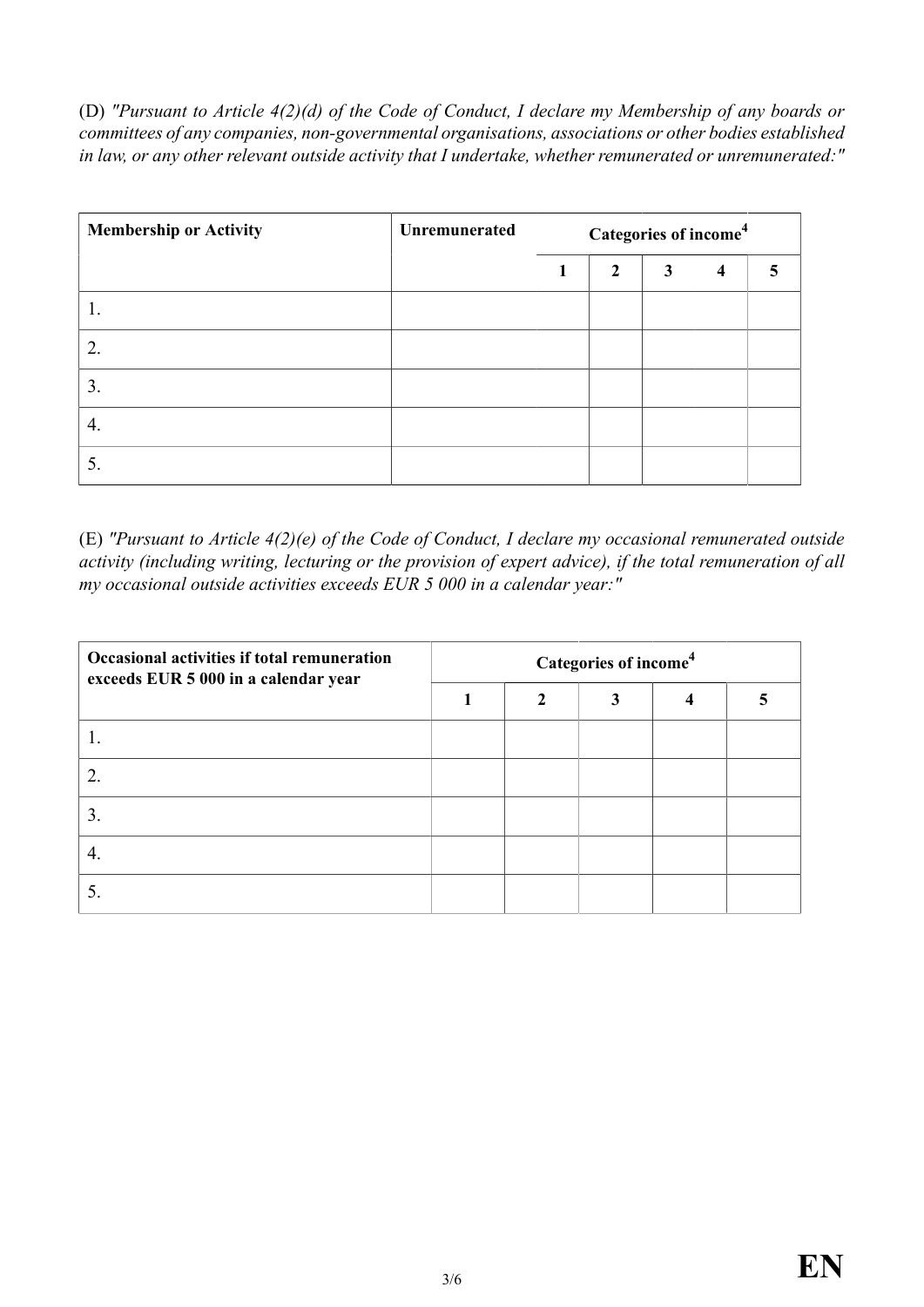(D) *"Pursuant to Article 4(2)(d) of the Code of Conduct, I declare my Membership of any boards or committees of any companies, non-governmental organisations, associations or other bodies established in law, or any other relevant outside activity that I undertake, whether remunerated or unremunerated:"*

| **Membership or Activity** | **Unremunerated** | **Categories of income**[4] | | | | |
|---|---|---|---|---|---|---|
| | | **1** | **2** | **3** | **4** | **5** |
| 1. | | | | | | |
| 2. | | | | | | |
| 3. | | | | | | |
| 4. | | | | | | |
| 5. | | | | | | |

(E) *"Pursuant to Article 4(2)(e) of the Code of Conduct, I declare my occasional remunerated outside activity (including writing, lecturing or the provision of expert advice), if the total remuneration of all my occasional outside activities exceeds EUR 5 000 in a calendar year:"*

| **Occasional activities if total remuneration exceeds EUR 5 000 in a calendar year** | **Categories of income**[4] | | | | |
|---|---|---|---|---|---|
| | **1** | **2** | **3** | **4** | **5** |
| 1. | | | | | |
| 2. | | | | | |
| 3. | | | | | |
| 4. | | | | | |
| 5. | | | | | |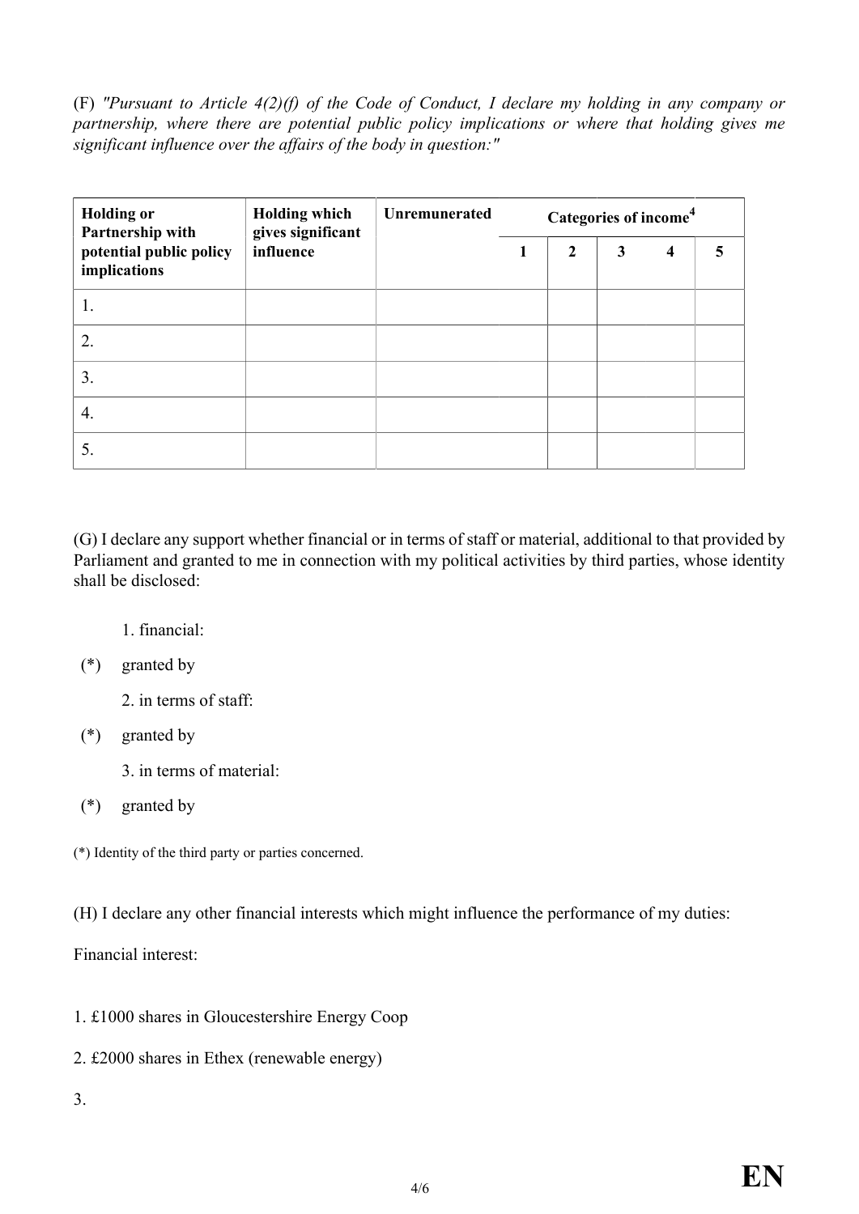(F) *"Pursuant to Article 4(2)(f) of the Code of Conduct, I declare my holding in any company or partnership, where there are potential public policy implications or where that holding gives me significant influence over the affairs of the body in question:"*

| **Holding or Partnership with potential public policy implications** | **Holding which gives significant influence** | **Unremunerated** | **Categories of income[4]** | | | | |
|---|---|---|---|---|---|---|---|
| | | | **1** | **2** | **3** | **4** | **5** |
| 1. | | | | | | | |
| 2. | | | | | | | |
| 3. | | | | | | | |
| 4. | | | | | | | |
| 5. | | | | | | | |

(G) I declare any support whether financial or in terms of staff or material, additional to that provided by Parliament and granted to me in connection with my political activities by third parties, whose identity shall be disclosed:

1. financial:

(*) granted by

2. in terms of staff:

(*) granted by

3. in terms of material:

(*) granted by

(*) Identity of the third party or parties concerned.

(H) I declare any other financial interests which might influence the performance of my duties:

Financial interest:

1. £1000 shares in Gloucestershire Energy Coop

2. £2000 shares in Ethex (renewable energy)

3.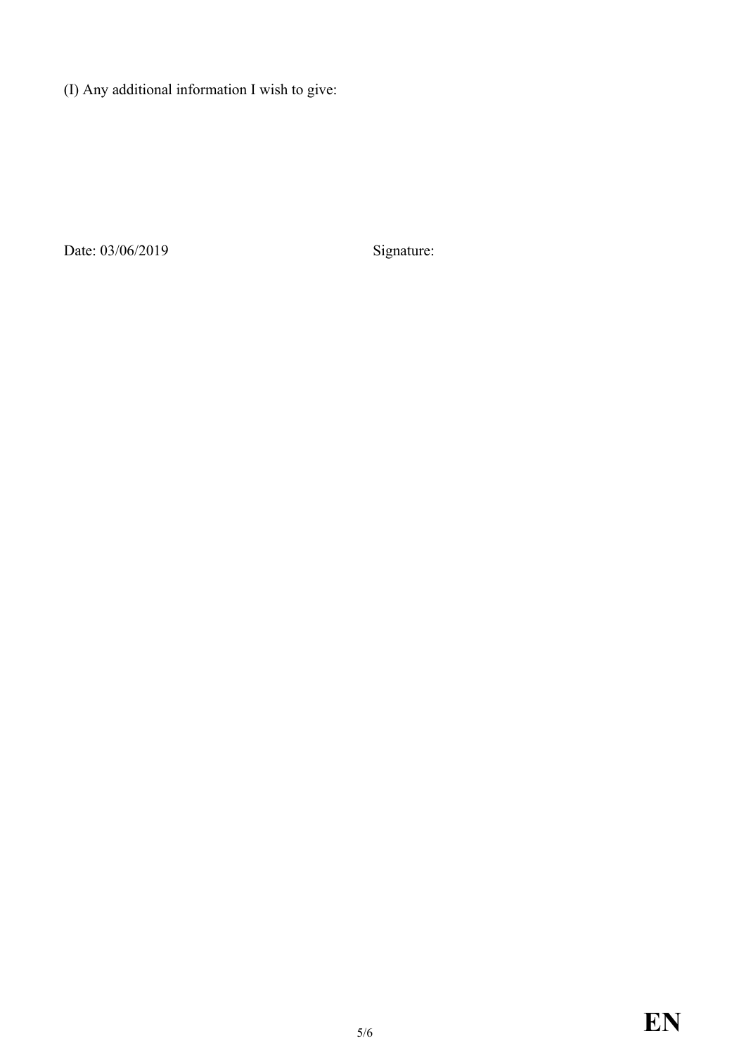(I) Any additional information I wish to give:

Date: 03/06/2019 Signature: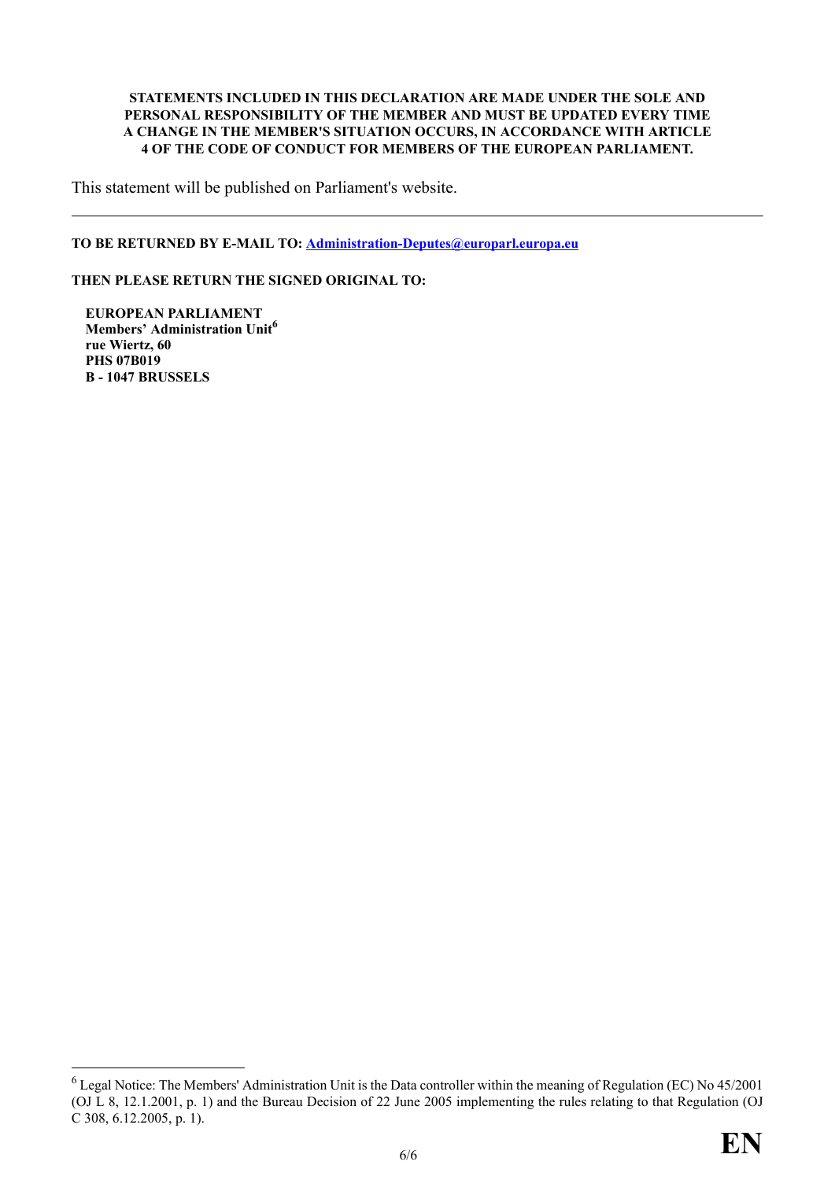**STATEMENTS INCLUDED IN THIS DECLARATION ARE MADE UNDER THE SOLE AND PERSONAL RESPONSIBILITY OF THE MEMBER AND MUST BE UPDATED EVERY TIME A CHANGE IN THE MEMBER'S SITUATION OCCURS, IN ACCORDANCE WITH ARTICLE 4 OF THE CODE OF CONDUCT FOR MEMBERS OF THE EUROPEAN PARLIAMENT.**

This statement will be published on Parliament's website.

---

**TO BE RETURNED BY E-MAIL TO: [Administration-Deputes@europarl.europa.eu](mailto:Administration-Deputes@europarl.europa.eu)**

**THEN PLEASE RETURN THE SIGNED ORIGINAL TO:**

**EUROPEAN PARLIAMENT**
**Members' Administration Unit**[6]
**rue Wiertz, 60**
**PHS 07B019**
**B - 1047 BRUSSELS**

---

[6] Legal Notice: The Members' Administration Unit is the Data controller within the meaning of Regulation (EC) No 45/2001 (OJ L 8, 12.1.2001, p. 1) and the Bureau Decision of 22 June 2005 implementing the rules relating to that Regulation (OJ C 308, 6.12.2005, p. 1).

**EN**